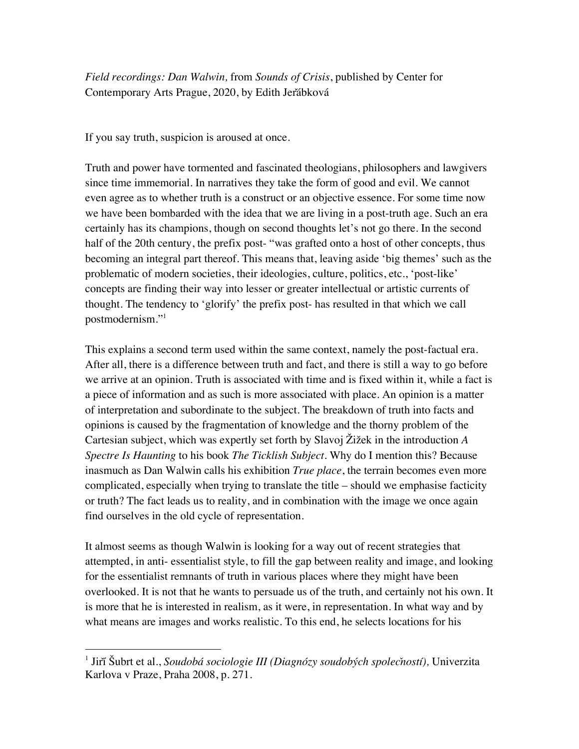*Field recordings: Dan Walwin,* from *Sounds of Crisis*, published by Center for Contemporary Arts Prague, 2020, by Edith Jeřábková

If you say truth, suspicion is aroused at once.

Truth and power have tormented and fascinated theologians, philosophers and lawgivers since time immemorial. In narratives they take the form of good and evil. We cannot even agree as to whether truth is a construct or an objective essence. For some time now we have been bombarded with the idea that we are living in a post-truth age. Such an era certainly has its champions, though on second thoughts let's not go there. In the second half of the 20th century, the prefix post- "was grafted onto a host of other concepts, thus becoming an integral part thereof. This means that, leaving aside 'big themes' such as the problematic of modern societies, their ideologies, culture, politics, etc., 'post-like' concepts are finding their way into lesser or greater intellectual or artistic currents of thought. The tendency to 'glorify' the prefix post- has resulted in that which we call postmodernism."[1]

This explains a second term used within the same context, namely the post-factual era. After all, there is a difference between truth and fact, and there is still a way to go before we arrive at an opinion. Truth is associated with time and is fixed within it, while a fact is a piece of information and as such is more associated with place. An opinion is a matter of interpretation and subordinate to the subject. The breakdown of truth into facts and opinions is caused by the fragmentation of knowledge and the thorny problem of the Cartesian subject, which was expertly set forth by Slavoj Žižek in the introduction *A Spectre Is Haunting* to his book *The Ticklish Subject*. Why do I mention this? Because inasmuch as Dan Walwin calls his exhibition *True place*, the terrain becomes even more complicated, especially when trying to translate the title – should we emphasise facticity or truth? The fact leads us to reality, and in combination with the image we once again find ourselves in the old cycle of representation.

It almost seems as though Walwin is looking for a way out of recent strategies that attempted, in anti- essentialist style, to fill the gap between reality and image, and looking for the essentialist remnants of truth in various places where they might have been overlooked. It is not that he wants to persuade us of the truth, and certainly not his own. It is more that he is interested in realism, as it were, in representation. In what way and by what means are images and works realistic. To this end, he selects locations for his

[1] Jiří Šubrt et al., *Soudobá sociologie III (Diagnózy soudobých společností),* Univerzita Karlova v Praze, Praha 2008, p. 271.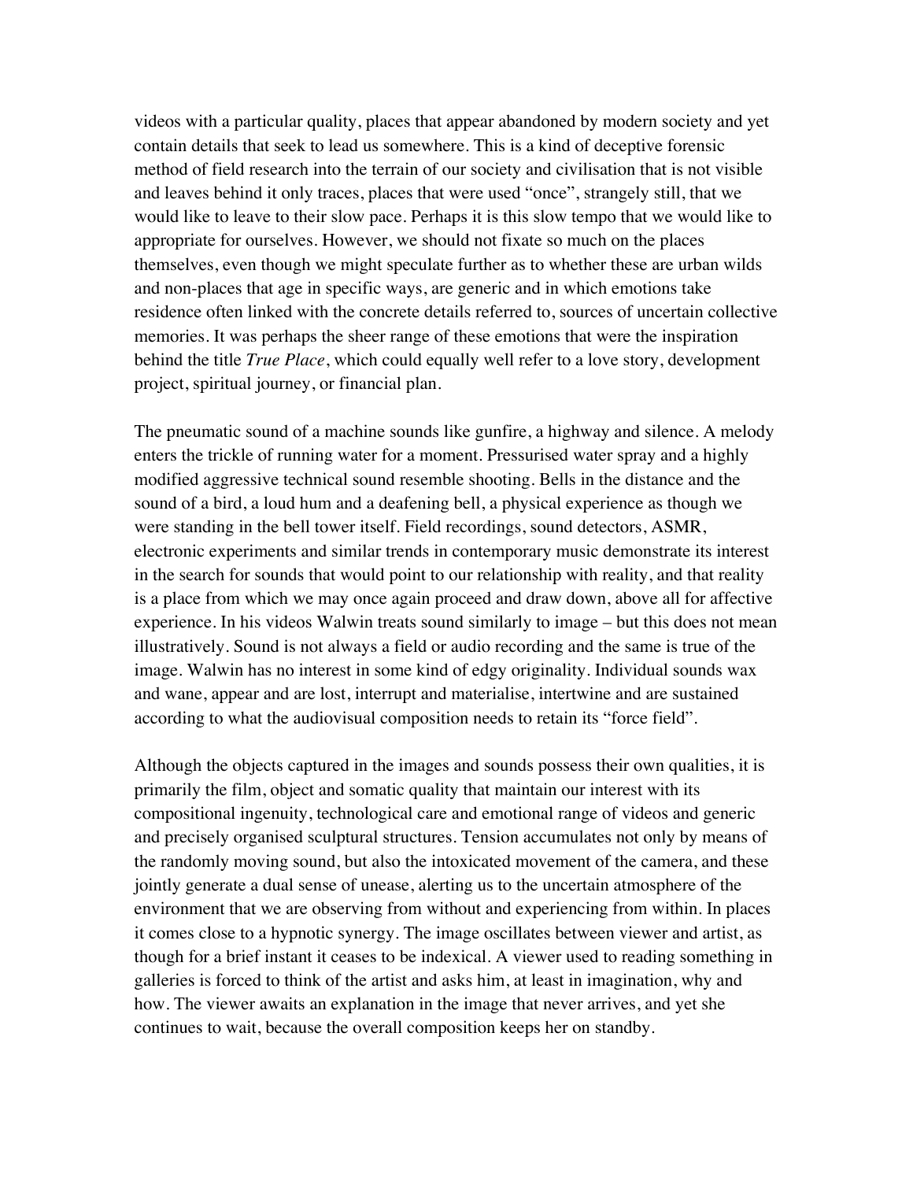videos with a particular quality, places that appear abandoned by modern society and yet contain details that seek to lead us somewhere. This is a kind of deceptive forensic method of field research into the terrain of our society and civilisation that is not visible and leaves behind it only traces, places that were used "once", strangely still, that we would like to leave to their slow pace. Perhaps it is this slow tempo that we would like to appropriate for ourselves. However, we should not fixate so much on the places themselves, even though we might speculate further as to whether these are urban wilds and non-places that age in specific ways, are generic and in which emotions take residence often linked with the concrete details referred to, sources of uncertain collective memories. It was perhaps the sheer range of these emotions that were the inspiration behind the title *True Place*, which could equally well refer to a love story, development project, spiritual journey, or financial plan.

The pneumatic sound of a machine sounds like gunfire, a highway and silence. A melody enters the trickle of running water for a moment. Pressurised water spray and a highly modified aggressive technical sound resemble shooting. Bells in the distance and the sound of a bird, a loud hum and a deafening bell, a physical experience as though we were standing in the bell tower itself. Field recordings, sound detectors, ASMR, electronic experiments and similar trends in contemporary music demonstrate its interest in the search for sounds that would point to our relationship with reality, and that reality is a place from which we may once again proceed and draw down, above all for affective experience. In his videos Walwin treats sound similarly to image – but this does not mean illustratively. Sound is not always a field or audio recording and the same is true of the image. Walwin has no interest in some kind of edgy originality. Individual sounds wax and wane, appear and are lost, interrupt and materialise, intertwine and are sustained according to what the audiovisual composition needs to retain its "force field".

Although the objects captured in the images and sounds possess their own qualities, it is primarily the film, object and somatic quality that maintain our interest with its compositional ingenuity, technological care and emotional range of videos and generic and precisely organised sculptural structures. Tension accumulates not only by means of the randomly moving sound, but also the intoxicated movement of the camera, and these jointly generate a dual sense of unease, alerting us to the uncertain atmosphere of the environment that we are observing from without and experiencing from within. In places it comes close to a hypnotic synergy. The image oscillates between viewer and artist, as though for a brief instant it ceases to be indexical. A viewer used to reading something in galleries is forced to think of the artist and asks him, at least in imagination, why and how. The viewer awaits an explanation in the image that never arrives, and yet she continues to wait, because the overall composition keeps her on standby.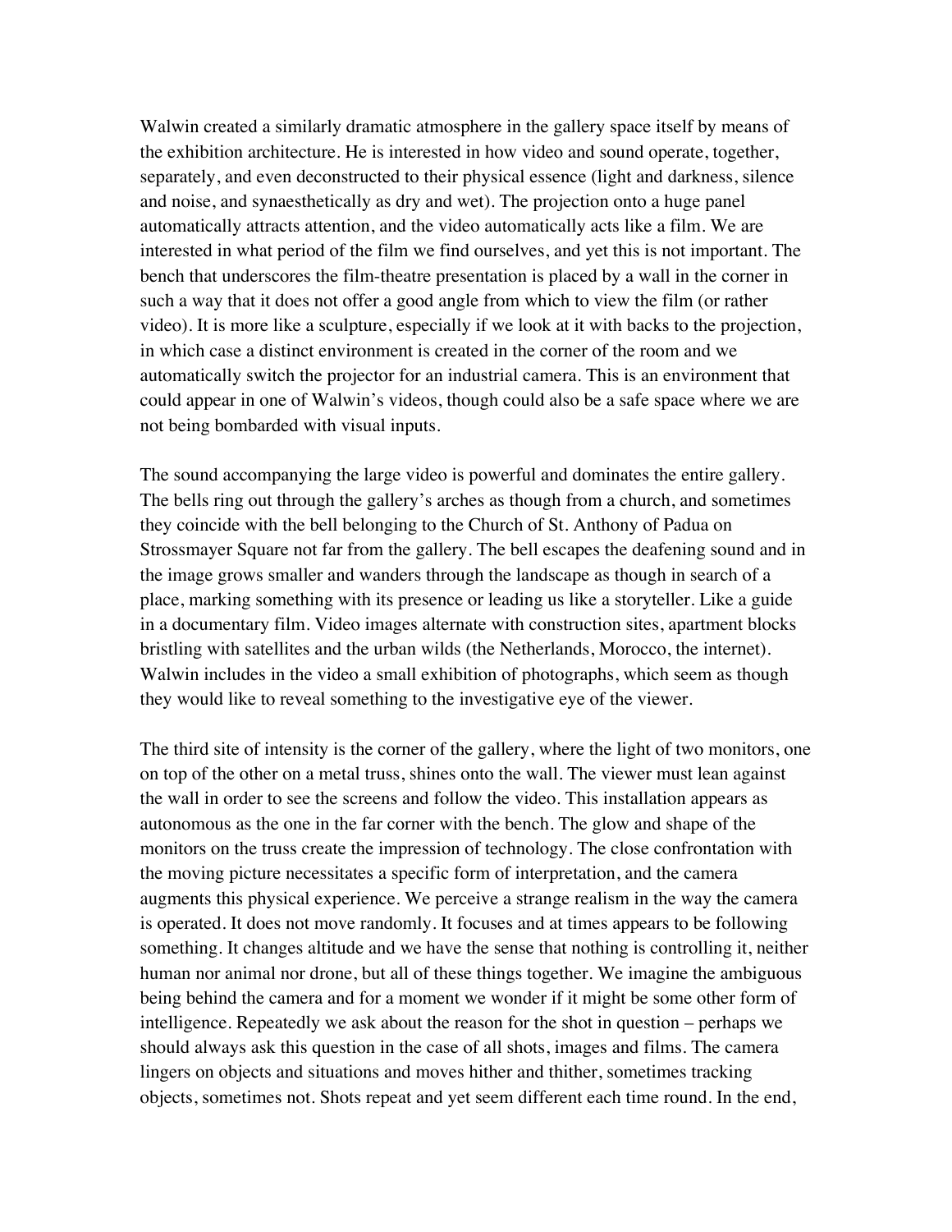Walwin created a similarly dramatic atmosphere in the gallery space itself by means of the exhibition architecture. He is interested in how video and sound operate, together, separately, and even deconstructed to their physical essence (light and darkness, silence and noise, and synaesthetically as dry and wet). The projection onto a huge panel automatically attracts attention, and the video automatically acts like a film. We are interested in what period of the film we find ourselves, and yet this is not important. The bench that underscores the film-theatre presentation is placed by a wall in the corner in such a way that it does not offer a good angle from which to view the film (or rather video). It is more like a sculpture, especially if we look at it with backs to the projection, in which case a distinct environment is created in the corner of the room and we automatically switch the projector for an industrial camera. This is an environment that could appear in one of Walwin's videos, though could also be a safe space where we are not being bombarded with visual inputs.

The sound accompanying the large video is powerful and dominates the entire gallery. The bells ring out through the gallery's arches as though from a church, and sometimes they coincide with the bell belonging to the Church of St. Anthony of Padua on Strossmayer Square not far from the gallery. The bell escapes the deafening sound and in the image grows smaller and wanders through the landscape as though in search of a place, marking something with its presence or leading us like a storyteller. Like a guide in a documentary film. Video images alternate with construction sites, apartment blocks bristling with satellites and the urban wilds (the Netherlands, Morocco, the internet). Walwin includes in the video a small exhibition of photographs, which seem as though they would like to reveal something to the investigative eye of the viewer.

The third site of intensity is the corner of the gallery, where the light of two monitors, one on top of the other on a metal truss, shines onto the wall. The viewer must lean against the wall in order to see the screens and follow the video. This installation appears as autonomous as the one in the far corner with the bench. The glow and shape of the monitors on the truss create the impression of technology. The close confrontation with the moving picture necessitates a specific form of interpretation, and the camera augments this physical experience. We perceive a strange realism in the way the camera is operated. It does not move randomly. It focuses and at times appears to be following something. It changes altitude and we have the sense that nothing is controlling it, neither human nor animal nor drone, but all of these things together. We imagine the ambiguous being behind the camera and for a moment we wonder if it might be some other form of intelligence. Repeatedly we ask about the reason for the shot in question – perhaps we should always ask this question in the case of all shots, images and films. The camera lingers on objects and situations and moves hither and thither, sometimes tracking objects, sometimes not. Shots repeat and yet seem different each time round. In the end,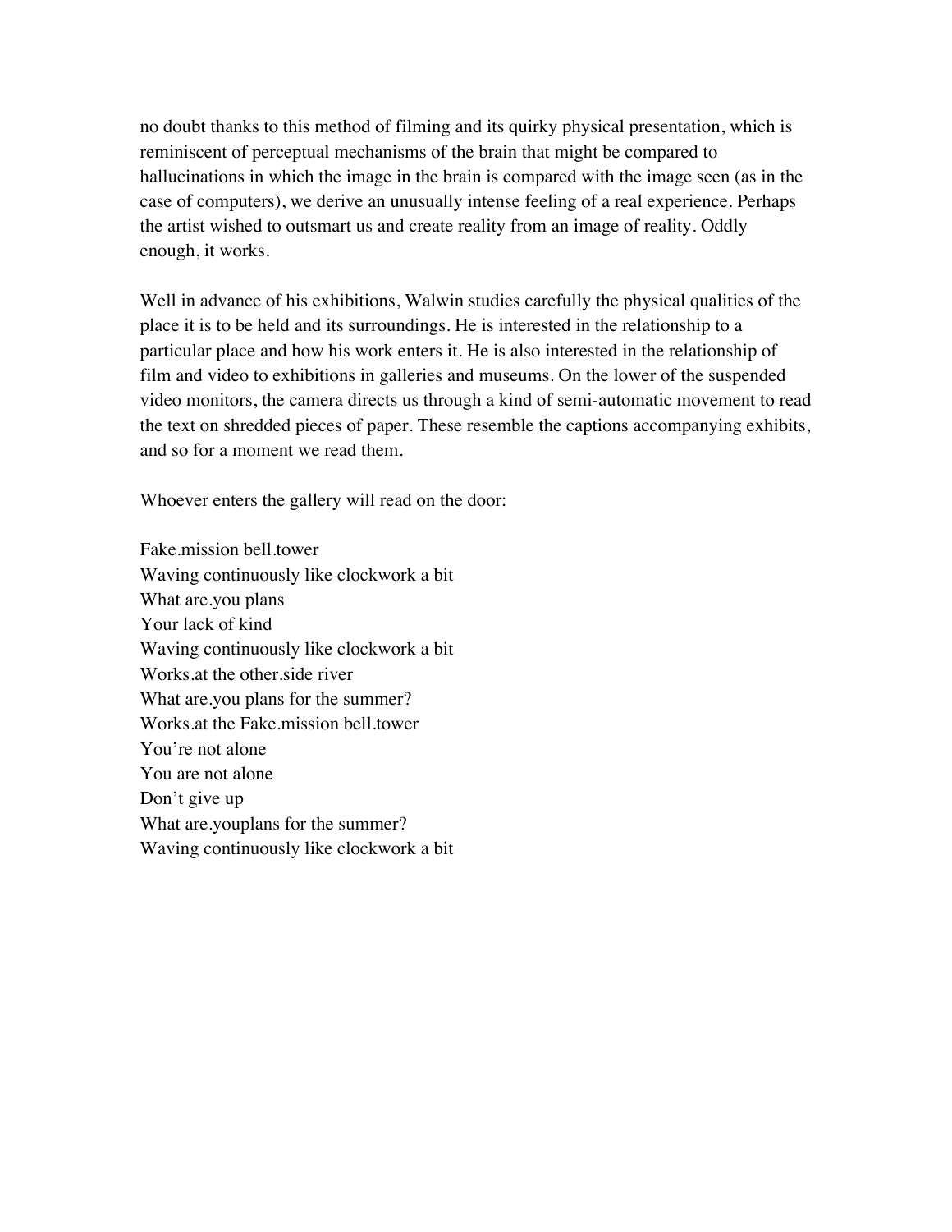no doubt thanks to this method of filming and its quirky physical presentation, which is reminiscent of perceptual mechanisms of the brain that might be compared to hallucinations in which the image in the brain is compared with the image seen (as in the case of computers), we derive an unusually intense feeling of a real experience. Perhaps the artist wished to outsmart us and create reality from an image of reality. Oddly enough, it works.

Well in advance of his exhibitions, Walwin studies carefully the physical qualities of the place it is to be held and its surroundings. He is interested in the relationship to a particular place and how his work enters it. He is also interested in the relationship of film and video to exhibitions in galleries and museums. On the lower of the suspended video monitors, the camera directs us through a kind of semi-automatic movement to read the text on shredded pieces of paper. These resemble the captions accompanying exhibits, and so for a moment we read them.

Whoever enters the gallery will read on the door:

Fake.mission bell.tower  
Waving continuously like clockwork a bit  
What are.you plans  
Your lack of kind  
Waving continuously like clockwork a bit  
Works.at the other.side river  
What are.you plans for the summer?  
Works.at the Fake.mission bell.tower  
You're not alone  
You are not alone  
Don't give up  
What are.youplans for the summer?  
Waving continuously like clockwork a bit